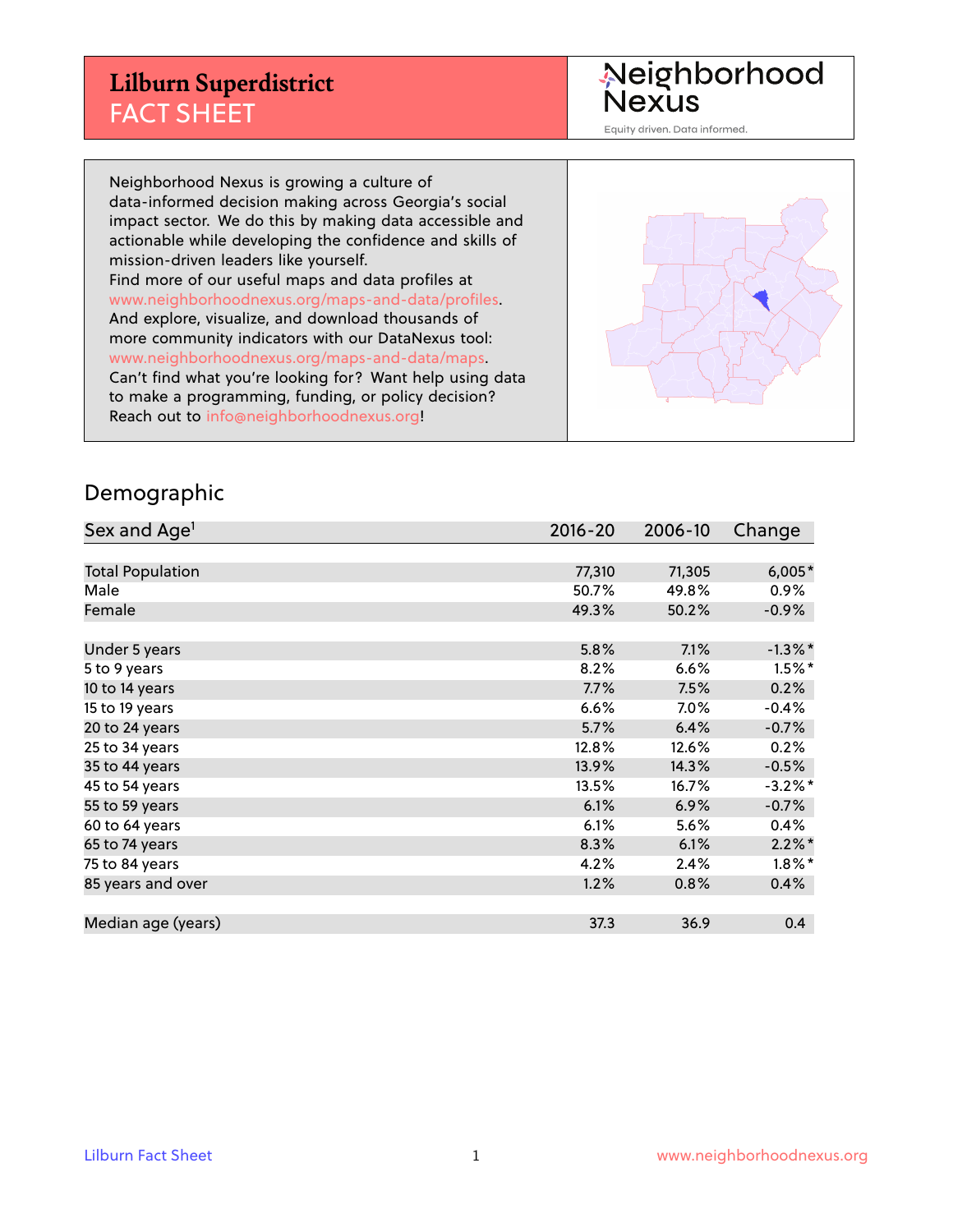# Lilburn Superdistrict
## FACT SHEET

Neighborhood Nexus

Equity driven. Data informed.

Neighborhood Nexus is growing a culture of data-informed decision making across Georgia's social impact sector. We do this by making data accessible and actionable while developing the confidence and skills of mission-driven leaders like yourself.
Find more of our useful maps and data profiles at www.neighborhoodnexus.org/maps-and-data/profiles.
And explore, visualize, and download thousands of more community indicators with our DataNexus tool: www.neighborhoodnexus.org/maps-and-data/maps.
Can't find what you're looking for? Want help using data to make a programming, funding, or policy decision?
Reach out to info@neighborhoodnexus.org!

## Demographic

| Sex and Age[1] | 2016-20 | 2006-10 | Change |
|---|---|---|---|
| Total Population | 77,310 | 71,305 | 6,005* |
| Male | 50.7% | 49.8% | 0.9% |
| Female | 49.3% | 50.2% | -0.9% |
| | | | |
| Under 5 years | 5.8% | 7.1% | -1.3%* |
| 5 to 9 years | 8.2% | 6.6% | 1.5%* |
| 10 to 14 years | 7.7% | 7.5% | 0.2% |
| 15 to 19 years | 6.6% | 7.0% | -0.4% |
| 20 to 24 years | 5.7% | 6.4% | -0.7% |
| 25 to 34 years | 12.8% | 12.6% | 0.2% |
| 35 to 44 years | 13.9% | 14.3% | -0.5% |
| 45 to 54 years | 13.5% | 16.7% | -3.2%* |
| 55 to 59 years | 6.1% | 6.9% | -0.7% |
| 60 to 64 years | 6.1% | 5.6% | 0.4% |
| 65 to 74 years | 8.3% | 6.1% | 2.2%* |
| 75 to 84 years | 4.2% | 2.4% | 1.8%* |
| 85 years and over | 1.2% | 0.8% | 0.4% |
| | | | |
| Median age (years) | 37.3 | 36.9 | 0.4 |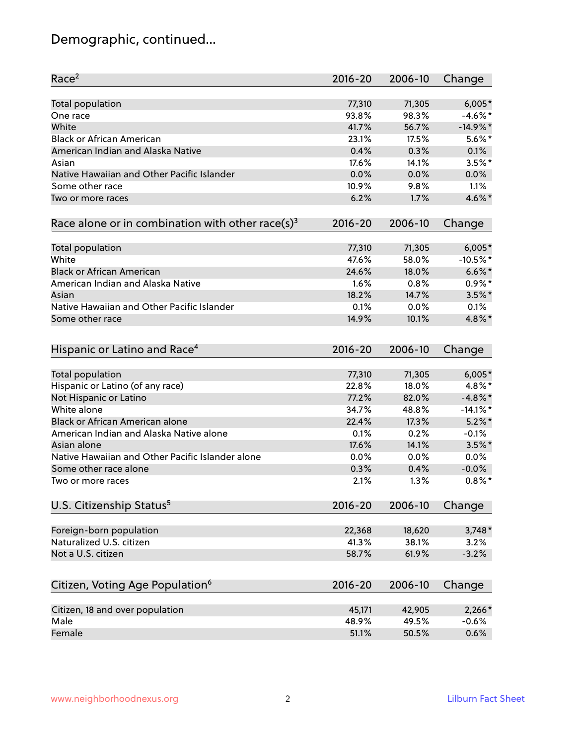# Demographic, continued...

| Race[2] | 2016-20 | 2006-10 | Change |
|---|---|---|---|
| Total population | 77,310 | 71,305 | 6,005* |
| One race | 93.8% | 98.3% | -4.6%* |
| White | 41.7% | 56.7% | -14.9%* |
| Black or African American | 23.1% | 17.5% | 5.6%* |
| American Indian and Alaska Native | 0.4% | 0.3% | 0.1% |
| Asian | 17.6% | 14.1% | 3.5%* |
| Native Hawaiian and Other Pacific Islander | 0.0% | 0.0% | 0.0% |
| Some other race | 10.9% | 9.8% | 1.1% |
| Two or more races | 6.2% | 1.7% | 4.6%* |

| Race alone or in combination with other race(s)[3] | 2016-20 | 2006-10 | Change |
|---|---|---|---|
| Total population | 77,310 | 71,305 | 6,005* |
| White | 47.6% | 58.0% | -10.5%* |
| Black or African American | 24.6% | 18.0% | 6.6%* |
| American Indian and Alaska Native | 1.6% | 0.8% | 0.9%* |
| Asian | 18.2% | 14.7% | 3.5%* |
| Native Hawaiian and Other Pacific Islander | 0.1% | 0.0% | 0.1% |
| Some other race | 14.9% | 10.1% | 4.8%* |

| Hispanic or Latino and Race[4] | 2016-20 | 2006-10 | Change |
|---|---|---|---|
| Total population | 77,310 | 71,305 | 6,005* |
| Hispanic or Latino (of any race) | 22.8% | 18.0% | 4.8%* |
| Not Hispanic or Latino | 77.2% | 82.0% | -4.8%* |
| White alone | 34.7% | 48.8% | -14.1%* |
| Black or African American alone | 22.4% | 17.3% | 5.2%* |
| American Indian and Alaska Native alone | 0.1% | 0.2% | -0.1% |
| Asian alone | 17.6% | 14.1% | 3.5%* |
| Native Hawaiian and Other Pacific Islander alone | 0.0% | 0.0% | 0.0% |
| Some other race alone | 0.3% | 0.4% | -0.0% |
| Two or more races | 2.1% | 1.3% | 0.8%* |

| U.S. Citizenship Status[5] | 2016-20 | 2006-10 | Change |
|---|---|---|---|
| Foreign-born population | 22,368 | 18,620 | 3,748* |
| Naturalized U.S. citizen | 41.3% | 38.1% | 3.2% |
| Not a U.S. citizen | 58.7% | 61.9% | -3.2% |

| Citizen, Voting Age Population[6] | 2016-20 | 2006-10 | Change |
|---|---|---|---|
| Citizen, 18 and over population | 45,171 | 42,905 | 2,266* |
| Male | 48.9% | 49.5% | -0.6% |
| Female | 51.1% | 50.5% | 0.6% |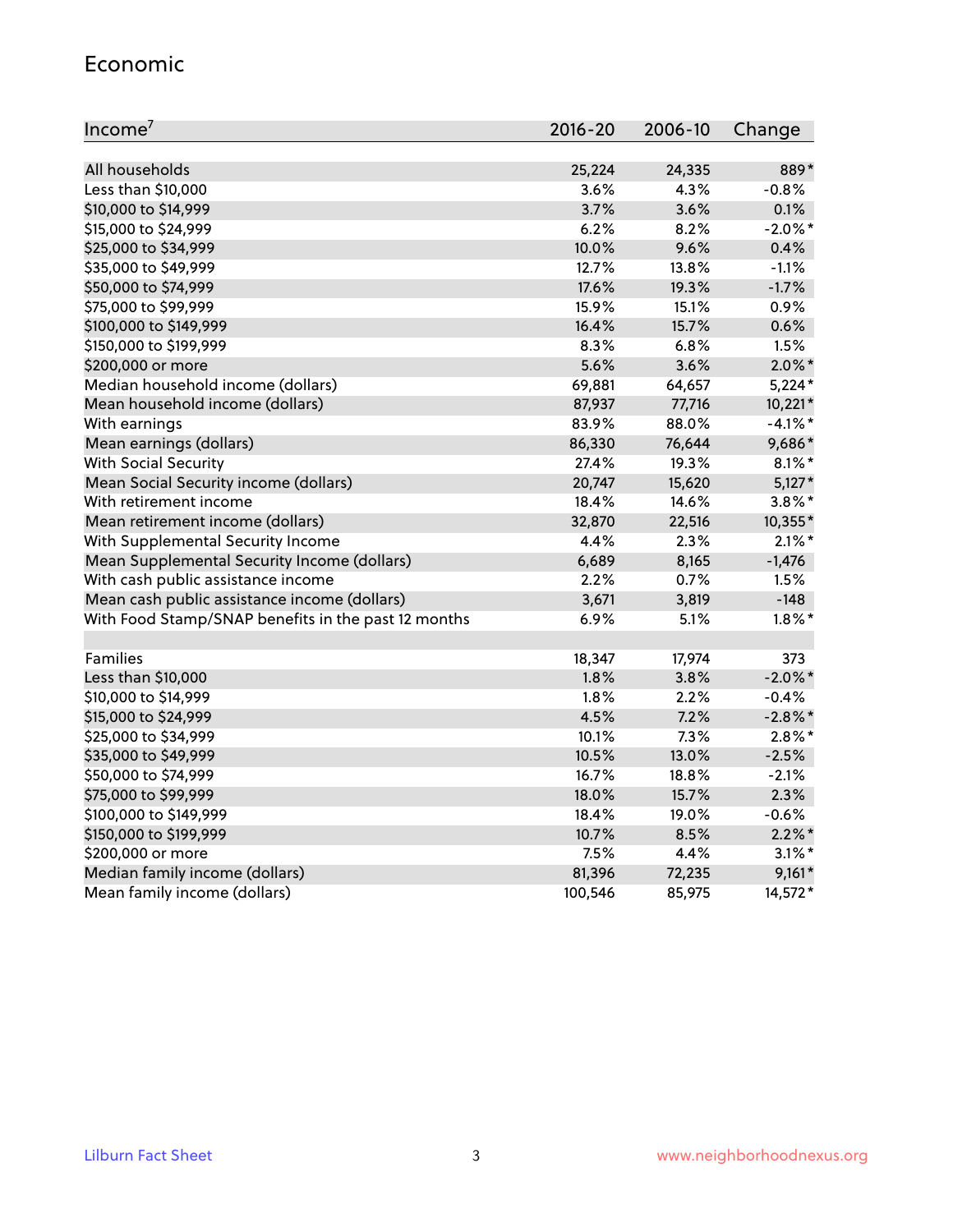## Economic

| Income[7] | 2016-20 | 2006-10 | Change |
|---|---|---|---|
| All households | 25,224 | 24,335 | 889* |
| Less than $10,000 | 3.6% | 4.3% | -0.8% |
| $10,000 to $14,999 | 3.7% | 3.6% | 0.1% |
| $15,000 to $24,999 | 6.2% | 8.2% | -2.0%* |
| $25,000 to $34,999 | 10.0% | 9.6% | 0.4% |
| $35,000 to $49,999 | 12.7% | 13.8% | -1.1% |
| $50,000 to $74,999 | 17.6% | 19.3% | -1.7% |
| $75,000 to $99,999 | 15.9% | 15.1% | 0.9% |
| $100,000 to $149,999 | 16.4% | 15.7% | 0.6% |
| $150,000 to $199,999 | 8.3% | 6.8% | 1.5% |
| $200,000 or more | 5.6% | 3.6% | 2.0%* |
| Median household income (dollars) | 69,881 | 64,657 | 5,224* |
| Mean household income (dollars) | 87,937 | 77,716 | 10,221* |
| With earnings | 83.9% | 88.0% | -4.1%* |
| Mean earnings (dollars) | 86,330 | 76,644 | 9,686* |
| With Social Security | 27.4% | 19.3% | 8.1%* |
| Mean Social Security income (dollars) | 20,747 | 15,620 | 5,127* |
| With retirement income | 18.4% | 14.6% | 3.8%* |
| Mean retirement income (dollars) | 32,870 | 22,516 | 10,355* |
| With Supplemental Security Income | 4.4% | 2.3% | 2.1%* |
| Mean Supplemental Security Income (dollars) | 6,689 | 8,165 | -1,476 |
| With cash public assistance income | 2.2% | 0.7% | 1.5% |
| Mean cash public assistance income (dollars) | 3,671 | 3,819 | -148 |
| With Food Stamp/SNAP benefits in the past 12 months | 6.9% | 5.1% | 1.8%* |
| | | | |
| Families | 18,347 | 17,974 | 373 |
| Less than $10,000 | 1.8% | 3.8% | -2.0%* |
| $10,000 to $14,999 | 1.8% | 2.2% | -0.4% |
| $15,000 to $24,999 | 4.5% | 7.2% | -2.8%* |
| $25,000 to $34,999 | 10.1% | 7.3% | 2.8%* |
| $35,000 to $49,999 | 10.5% | 13.0% | -2.5% |
| $50,000 to $74,999 | 16.7% | 18.8% | -2.1% |
| $75,000 to $99,999 | 18.0% | 15.7% | 2.3% |
| $100,000 to $149,999 | 18.4% | 19.0% | -0.6% |
| $150,000 to $199,999 | 10.7% | 8.5% | 2.2%* |
| $200,000 or more | 7.5% | 4.4% | 3.1%* |
| Median family income (dollars) | 81,396 | 72,235 | 9,161* |
| Mean family income (dollars) | 100,546 | 85,975 | 14,572* |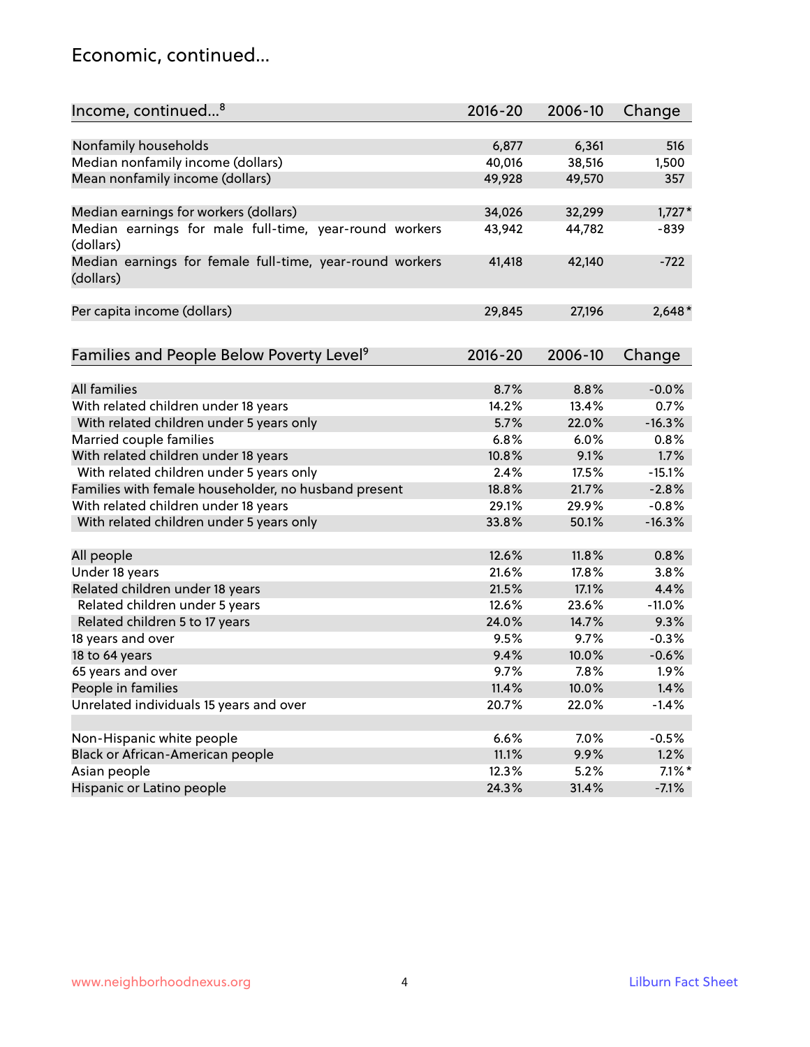## Economic, continued...

| Income, continued...[8] | 2016-20 | 2006-10 | Change |
|---|---|---|---|
| Nonfamily households | 6,877 | 6,361 | 516 |
| Median nonfamily income (dollars) | 40,016 | 38,516 | 1,500 |
| Mean nonfamily income (dollars) | 49,928 | 49,570 | 357 |
| Median earnings for workers (dollars) | 34,026 | 32,299 | 1,727* |
| Median earnings for male full-time, year-round workers (dollars) | 43,942 | 44,782 | -839 |
| Median earnings for female full-time, year-round workers (dollars) | 41,418 | 42,140 | -722 |
| Per capita income (dollars) | 29,845 | 27,196 | 2,648* |

| Families and People Below Poverty Level[9] | 2016-20 | 2006-10 | Change |
|---|---|---|---|
| All families | 8.7% | 8.8% | -0.0% |
| With related children under 18 years | 14.2% | 13.4% | 0.7% |
| With related children under 5 years only | 5.7% | 22.0% | -16.3% |
| Married couple families | 6.8% | 6.0% | 0.8% |
| With related children under 18 years | 10.8% | 9.1% | 1.7% |
| With related children under 5 years only | 2.4% | 17.5% | -15.1% |
| Families with female householder, no husband present | 18.8% | 21.7% | -2.8% |
| With related children under 18 years | 29.1% | 29.9% | -0.8% |
| With related children under 5 years only | 33.8% | 50.1% | -16.3% |
| All people | 12.6% | 11.8% | 0.8% |
| Under 18 years | 21.6% | 17.8% | 3.8% |
| Related children under 18 years | 21.5% | 17.1% | 4.4% |
| Related children under 5 years | 12.6% | 23.6% | -11.0% |
| Related children 5 to 17 years | 24.0% | 14.7% | 9.3% |
| 18 years and over | 9.5% | 9.7% | -0.3% |
| 18 to 64 years | 9.4% | 10.0% | -0.6% |
| 65 years and over | 9.7% | 7.8% | 1.9% |
| People in families | 11.4% | 10.0% | 1.4% |
| Unrelated individuals 15 years and over | 20.7% | 22.0% | -1.4% |
| Non-Hispanic white people | 6.6% | 7.0% | -0.5% |
| Black or African-American people | 11.1% | 9.9% | 1.2% |
| Asian people | 12.3% | 5.2% | 7.1%* |
| Hispanic or Latino people | 24.3% | 31.4% | -7.1% |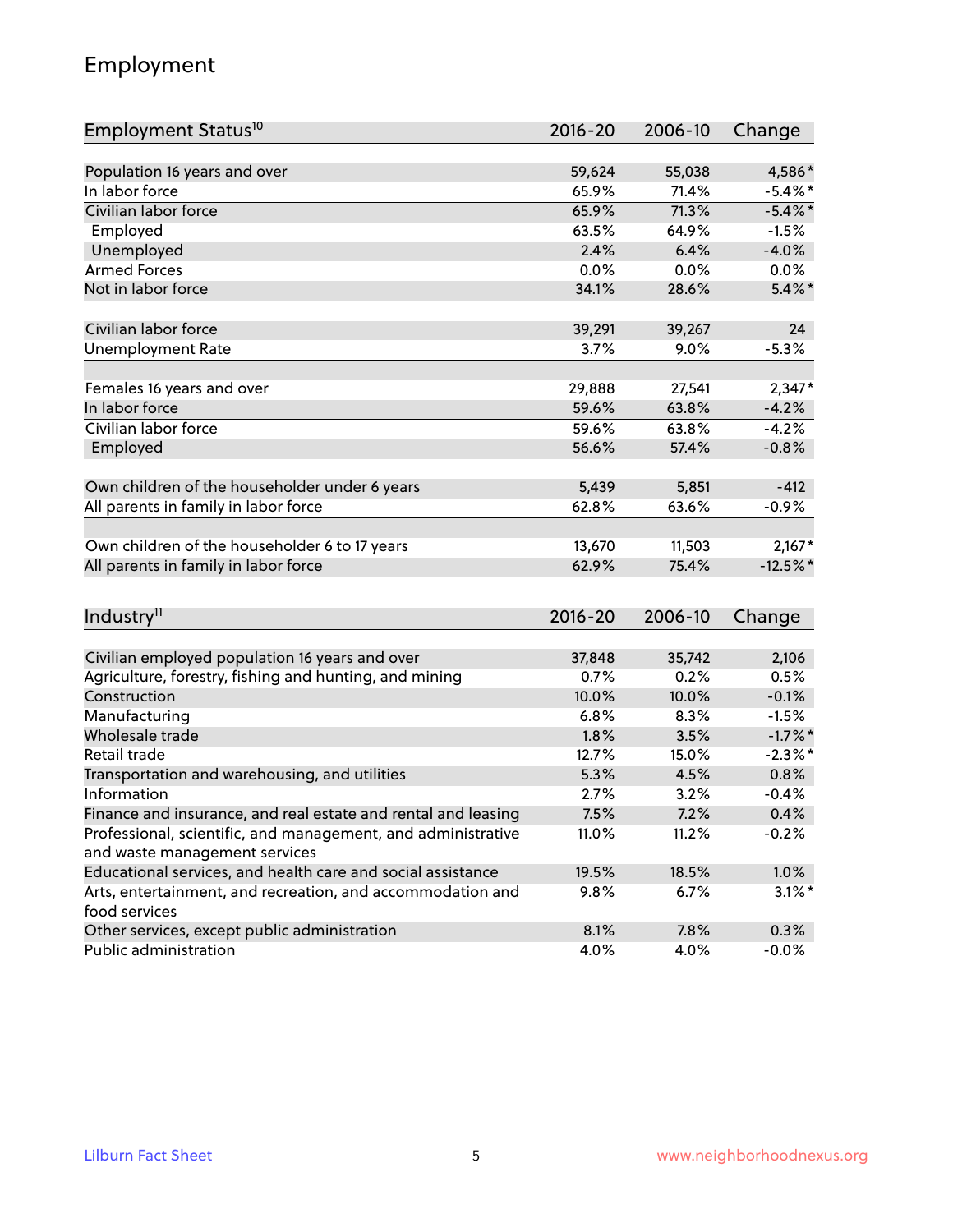# Employment

| Employment Status[10] | 2016-20 | 2006-10 | Change |
|---|---|---|---|
| Population 16 years and over | 59,624 | 55,038 | 4,586* |
| In labor force | 65.9% | 71.4% | -5.4%* |
| Civilian labor force | 65.9% | 71.3% | -5.4%* |
| Employed | 63.5% | 64.9% | -1.5% |
| Unemployed | 2.4% | 6.4% | -4.0% |
| Armed Forces | 0.0% | 0.0% | 0.0% |
| Not in labor force | 34.1% | 28.6% | 5.4%* |
| | | | |
| Civilian labor force | 39,291 | 39,267 | 24 |
| Unemployment Rate | 3.7% | 9.0% | -5.3% |
| | | | |
| Females 16 years and over | 29,888 | 27,541 | 2,347* |
| In labor force | 59.6% | 63.8% | -4.2% |
| Civilian labor force | 59.6% | 63.8% | -4.2% |
| Employed | 56.6% | 57.4% | -0.8% |
| | | | |
| Own children of the householder under 6 years | 5,439 | 5,851 | -412 |
| All parents in family in labor force | 62.8% | 63.6% | -0.9% |
| | | | |
| Own children of the householder 6 to 17 years | 13,670 | 11,503 | 2,167* |
| All parents in family in labor force | 62.9% | 75.4% | -12.5%* |

| Industry[11] | 2016-20 | 2006-10 | Change |
|---|---|---|---|
| Civilian employed population 16 years and over | 37,848 | 35,742 | 2,106 |
| Agriculture, forestry, fishing and hunting, and mining | 0.7% | 0.2% | 0.5% |
| Construction | 10.0% | 10.0% | -0.1% |
| Manufacturing | 6.8% | 8.3% | -1.5% |
| Wholesale trade | 1.8% | 3.5% | -1.7%* |
| Retail trade | 12.7% | 15.0% | -2.3%* |
| Transportation and warehousing, and utilities | 5.3% | 4.5% | 0.8% |
| Information | 2.7% | 3.2% | -0.4% |
| Finance and insurance, and real estate and rental and leasing | 7.5% | 7.2% | 0.4% |
| Professional, scientific, and management, and administrative and waste management services | 11.0% | 11.2% | -0.2% |
| Educational services, and health care and social assistance | 19.5% | 18.5% | 1.0% |
| Arts, entertainment, and recreation, and accommodation and food services | 9.8% | 6.7% | 3.1%* |
| Other services, except public administration | 8.1% | 7.8% | 0.3% |
| Public administration | 4.0% | 4.0% | -0.0% |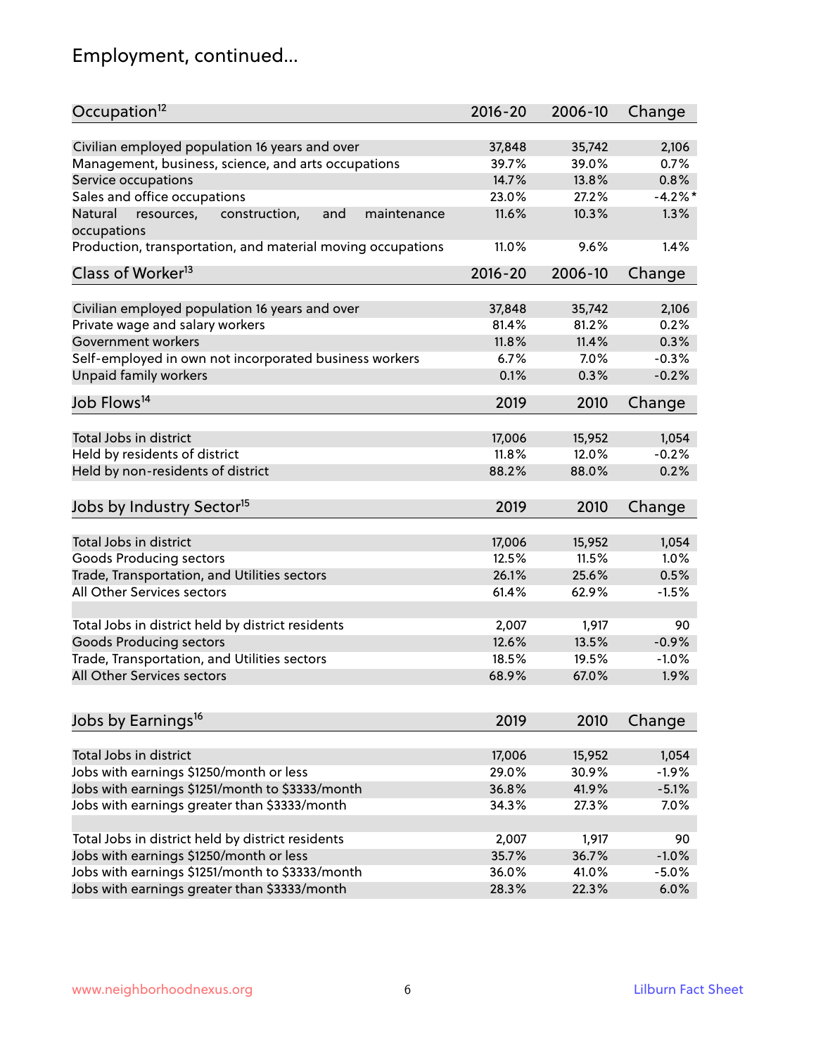# Employment, continued...

| Occupation[12] | 2016-20 | 2006-10 | Change |
|---|---|---|---|
| Civilian employed population 16 years and over | 37,848 | 35,742 | 2,106 |
| Management, business, science, and arts occupations | 39.7% | 39.0% | 0.7% |
| Service occupations | 14.7% | 13.8% | 0.8% |
| Sales and office occupations | 23.0% | 27.2% | -4.2%* |
| Natural resources, construction, and maintenance occupations | 11.6% | 10.3% | 1.3% |
| Production, transportation, and material moving occupations | 11.0% | 9.6% | 1.4% |

| Class of Worker[13] | 2016-20 | 2006-10 | Change |
|---|---|---|---|
| Civilian employed population 16 years and over | 37,848 | 35,742 | 2,106 |
| Private wage and salary workers | 81.4% | 81.2% | 0.2% |
| Government workers | 11.8% | 11.4% | 0.3% |
| Self-employed in own not incorporated business workers | 6.7% | 7.0% | -0.3% |
| Unpaid family workers | 0.1% | 0.3% | -0.2% |

| Job Flows[14] | 2019 | 2010 | Change |
|---|---|---|---|
| Total Jobs in district | 17,006 | 15,952 | 1,054 |
| Held by residents of district | 11.8% | 12.0% | -0.2% |
| Held by non-residents of district | 88.2% | 88.0% | 0.2% |

| Jobs by Industry Sector[15] | 2019 | 2010 | Change |
|---|---|---|---|
| Total Jobs in district | 17,006 | 15,952 | 1,054 |
| Goods Producing sectors | 12.5% | 11.5% | 1.0% |
| Trade, Transportation, and Utilities sectors | 26.1% | 25.6% | 0.5% |
| All Other Services sectors | 61.4% | 62.9% | -1.5% |
| | | | |
| Total Jobs in district held by district residents | 2,007 | 1,917 | 90 |
| Goods Producing sectors | 12.6% | 13.5% | -0.9% |
| Trade, Transportation, and Utilities sectors | 18.5% | 19.5% | -1.0% |
| All Other Services sectors | 68.9% | 67.0% | 1.9% |

| Jobs by Earnings[16] | 2019 | 2010 | Change |
|---|---|---|---|
| Total Jobs in district | 17,006 | 15,952 | 1,054 |
| Jobs with earnings $1250/month or less | 29.0% | 30.9% | -1.9% |
| Jobs with earnings $1251/month to $3333/month | 36.8% | 41.9% | -5.1% |
| Jobs with earnings greater than $3333/month | 34.3% | 27.3% | 7.0% |
| | | | |
| Total Jobs in district held by district residents | 2,007 | 1,917 | 90 |
| Jobs with earnings $1250/month or less | 35.7% | 36.7% | -1.0% |
| Jobs with earnings $1251/month to $3333/month | 36.0% | 41.0% | -5.0% |
| Jobs with earnings greater than $3333/month | 28.3% | 22.3% | 6.0% |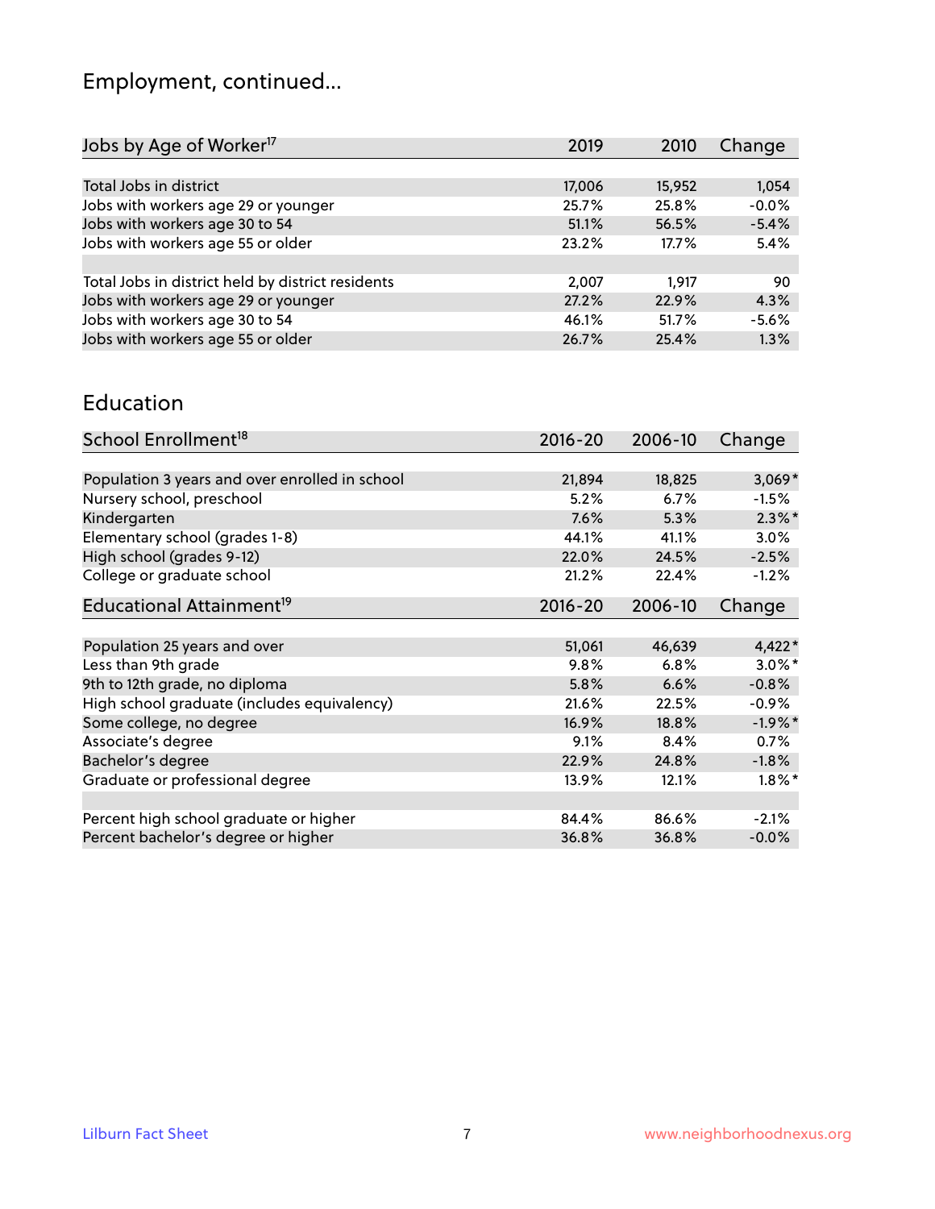# Employment, continued...

| Jobs by Age of Worker[17] | 2019 | 2010 | Change |
|---|---|---|---|
| Total Jobs in district | 17,006 | 15,952 | 1,054 |
| Jobs with workers age 29 or younger | 25.7% | 25.8% | -0.0% |
| Jobs with workers age 30 to 54 | 51.1% | 56.5% | -5.4% |
| Jobs with workers age 55 or older | 23.2% | 17.7% | 5.4% |
| | | | |
| Total Jobs in district held by district residents | 2,007 | 1,917 | 90 |
| Jobs with workers age 29 or younger | 27.2% | 22.9% | 4.3% |
| Jobs with workers age 30 to 54 | 46.1% | 51.7% | -5.6% |
| Jobs with workers age 55 or older | 26.7% | 25.4% | 1.3% |

## Education

| School Enrollment[18] | 2016-20 | 2006-10 | Change |
|---|---|---|---|
| Population 3 years and over enrolled in school | 21,894 | 18,825 | 3,069* |
| Nursery school, preschool | 5.2% | 6.7% | -1.5% |
| Kindergarten | 7.6% | 5.3% | 2.3%* |
| Elementary school (grades 1-8) | 44.1% | 41.1% | 3.0% |
| High school (grades 9-12) | 22.0% | 24.5% | -2.5% |
| College or graduate school | 21.2% | 22.4% | -1.2% |

| Educational Attainment[19] | 2016-20 | 2006-10 | Change |
|---|---|---|---|
| Population 25 years and over | 51,061 | 46,639 | 4,422* |
| Less than 9th grade | 9.8% | 6.8% | 3.0%* |
| 9th to 12th grade, no diploma | 5.8% | 6.6% | -0.8% |
| High school graduate (includes equivalency) | 21.6% | 22.5% | -0.9% |
| Some college, no degree | 16.9% | 18.8% | -1.9%* |
| Associate's degree | 9.1% | 8.4% | 0.7% |
| Bachelor's degree | 22.9% | 24.8% | -1.8% |
| Graduate or professional degree | 13.9% | 12.1% | 1.8%* |
| | | | |
| Percent high school graduate or higher | 84.4% | 86.6% | -2.1% |
| Percent bachelor's degree or higher | 36.8% | 36.8% | -0.0% |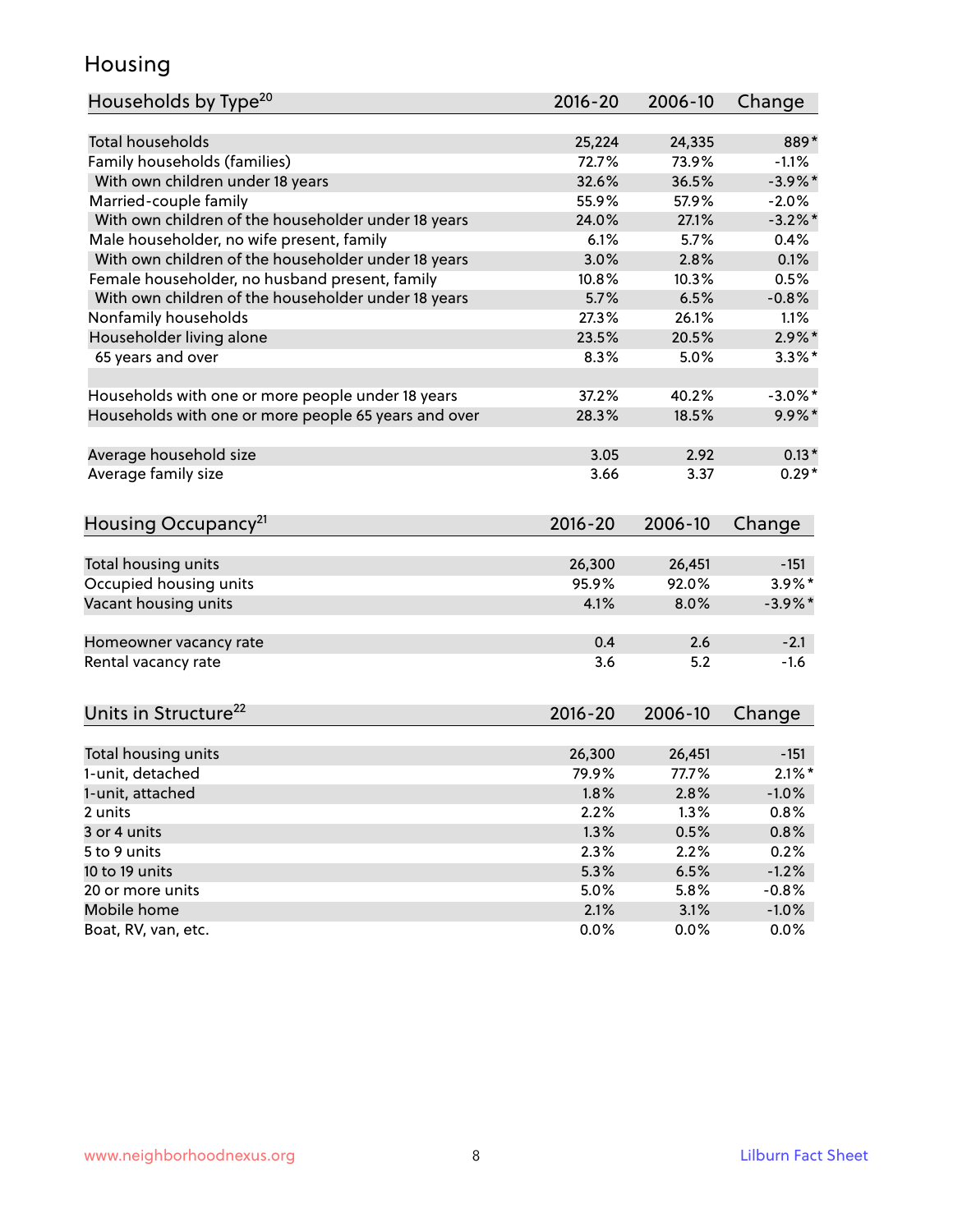## Housing

| Households by Type[20] | 2016-20 | 2006-10 | Change |
|---|---|---|---|
| Total households | 25,224 | 24,335 | 889* |
| Family households (families) | 72.7% | 73.9% | -1.1% |
| With own children under 18 years | 32.6% | 36.5% | -3.9%* |
| Married-couple family | 55.9% | 57.9% | -2.0% |
| With own children of the householder under 18 years | 24.0% | 27.1% | -3.2%* |
| Male householder, no wife present, family | 6.1% | 5.7% | 0.4% |
| With own children of the householder under 18 years | 3.0% | 2.8% | 0.1% |
| Female householder, no husband present, family | 10.8% | 10.3% | 0.5% |
| With own children of the householder under 18 years | 5.7% | 6.5% | -0.8% |
| Nonfamily households | 27.3% | 26.1% | 1.1% |
| Householder living alone | 23.5% | 20.5% | 2.9%* |
| 65 years and over | 8.3% | 5.0% | 3.3%* |
| | | | |
| Households with one or more people under 18 years | 37.2% | 40.2% | -3.0%* |
| Households with one or more people 65 years and over | 28.3% | 18.5% | 9.9%* |
| | | | |
| Average household size | 3.05 | 2.92 | 0.13* |
| Average family size | 3.66 | 3.37 | 0.29* |

| Housing Occupancy[21] | 2016-20 | 2006-10 | Change |
|---|---|---|---|
| Total housing units | 26,300 | 26,451 | -151 |
| Occupied housing units | 95.9% | 92.0% | 3.9%* |
| Vacant housing units | 4.1% | 8.0% | -3.9%* |
| | | | |
| Homeowner vacancy rate | 0.4 | 2.6 | -2.1 |
| Rental vacancy rate | 3.6 | 5.2 | -1.6 |

| Units in Structure[22] | 2016-20 | 2006-10 | Change |
|---|---|---|---|
| Total housing units | 26,300 | 26,451 | -151 |
| 1-unit, detached | 79.9% | 77.7% | 2.1%* |
| 1-unit, attached | 1.8% | 2.8% | -1.0% |
| 2 units | 2.2% | 1.3% | 0.8% |
| 3 or 4 units | 1.3% | 0.5% | 0.8% |
| 5 to 9 units | 2.3% | 2.2% | 0.2% |
| 10 to 19 units | 5.3% | 6.5% | -1.2% |
| 20 or more units | 5.0% | 5.8% | -0.8% |
| Mobile home | 2.1% | 3.1% | -1.0% |
| Boat, RV, van, etc. | 0.0% | 0.0% | 0.0% |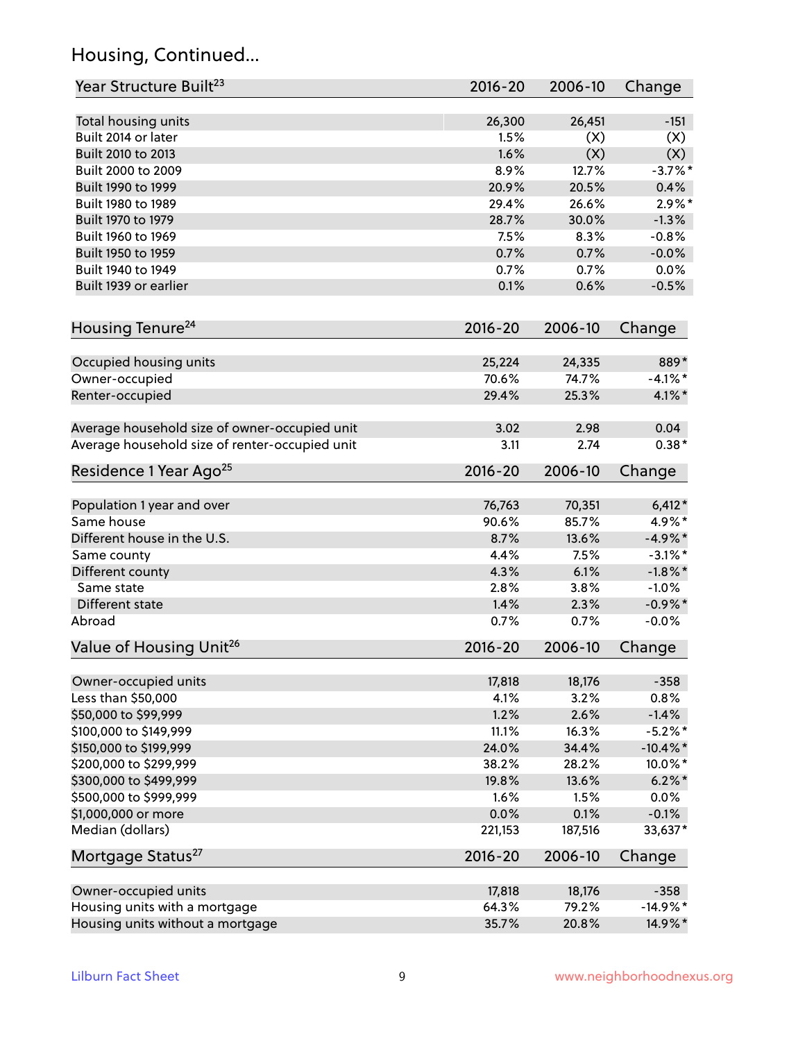## Housing, Continued...

| Year Structure Built[23] | 2016-20 | 2006-10 | Change |
|---|---|---|---|
| Total housing units | 26,300 | 26,451 | -151 |
| Built 2014 or later | 1.5% | (X) | (X) |
| Built 2010 to 2013 | 1.6% | (X) | (X) |
| Built 2000 to 2009 | 8.9% | 12.7% | -3.7%* |
| Built 1990 to 1999 | 20.9% | 20.5% | 0.4% |
| Built 1980 to 1989 | 29.4% | 26.6% | 2.9%* |
| Built 1970 to 1979 | 28.7% | 30.0% | -1.3% |
| Built 1960 to 1969 | 7.5% | 8.3% | -0.8% |
| Built 1950 to 1959 | 0.7% | 0.7% | -0.0% |
| Built 1940 to 1949 | 0.7% | 0.7% | 0.0% |
| Built 1939 or earlier | 0.1% | 0.6% | -0.5% |

| Housing Tenure[24] | 2016-20 | 2006-10 | Change |
|---|---|---|---|
| Occupied housing units | 25,224 | 24,335 | 889* |
| Owner-occupied | 70.6% | 74.7% | -4.1%* |
| Renter-occupied | 29.4% | 25.3% | 4.1%* |
| Average household size of owner-occupied unit | 3.02 | 2.98 | 0.04 |
| Average household size of renter-occupied unit | 3.11 | 2.74 | 0.38* |

| Residence 1 Year Ago[25] | 2016-20 | 2006-10 | Change |
|---|---|---|---|
| Population 1 year and over | 76,763 | 70,351 | 6,412* |
| Same house | 90.6% | 85.7% | 4.9%* |
| Different house in the U.S. | 8.7% | 13.6% | -4.9%* |
| Same county | 4.4% | 7.5% | -3.1%* |
| Different county | 4.3% | 6.1% | -1.8%* |
| Same state | 2.8% | 3.8% | -1.0% |
| Different state | 1.4% | 2.3% | -0.9%* |
| Abroad | 0.7% | 0.7% | -0.0% |

| Value of Housing Unit[26] | 2016-20 | 2006-10 | Change |
|---|---|---|---|
| Owner-occupied units | 17,818 | 18,176 | -358 |
| Less than $50,000 | 4.1% | 3.2% | 0.8% |
| $50,000 to $99,999 | 1.2% | 2.6% | -1.4% |
| $100,000 to $149,999 | 11.1% | 16.3% | -5.2%* |
| $150,000 to $199,999 | 24.0% | 34.4% | -10.4%* |
| $200,000 to $299,999 | 38.2% | 28.2% | 10.0%* |
| $300,000 to $499,999 | 19.8% | 13.6% | 6.2%* |
| $500,000 to $999,999 | 1.6% | 1.5% | 0.0% |
| $1,000,000 or more | 0.0% | 0.1% | -0.1% |
| Median (dollars) | 221,153 | 187,516 | 33,637* |

| Mortgage Status[27] | 2016-20 | 2006-10 | Change |
|---|---|---|---|
| Owner-occupied units | 17,818 | 18,176 | -358 |
| Housing units with a mortgage | 64.3% | 79.2% | -14.9%* |
| Housing units without a mortgage | 35.7% | 20.8% | 14.9%* |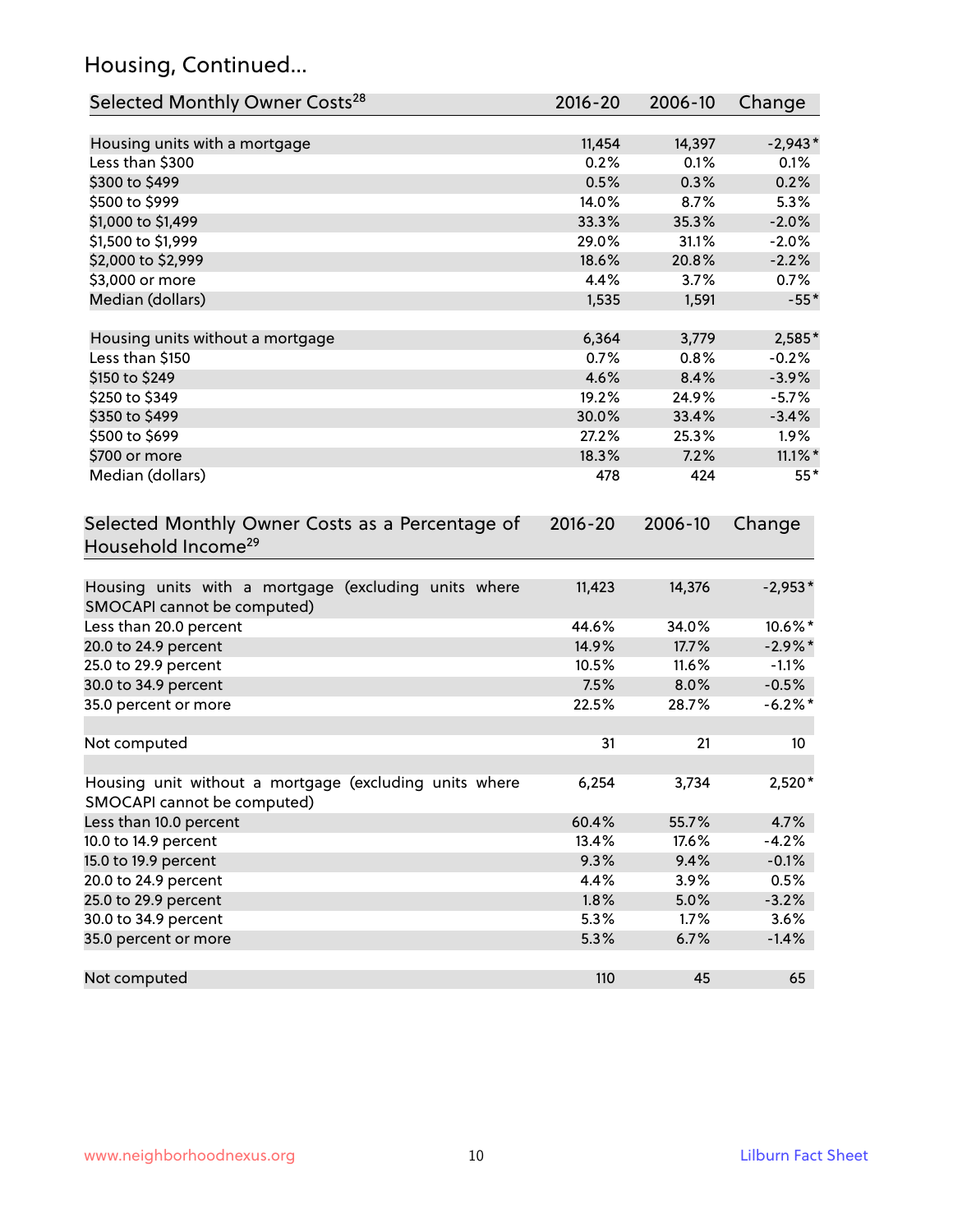## Housing, Continued...

| Selected Monthly Owner Costs[28] | 2016-20 | 2006-10 | Change |
|---|---|---|---|
| Housing units with a mortgage | 11,454 | 14,397 | -2,943* |
| Less than $300 | 0.2% | 0.1% | 0.1% |
| $300 to $499 | 0.5% | 0.3% | 0.2% |
| $500 to $999 | 14.0% | 8.7% | 5.3% |
| $1,000 to $1,499 | 33.3% | 35.3% | -2.0% |
| $1,500 to $1,999 | 29.0% | 31.1% | -2.0% |
| $2,000 to $2,999 | 18.6% | 20.8% | -2.2% |
| $3,000 or more | 4.4% | 3.7% | 0.7% |
| Median (dollars) | 1,535 | 1,591 | -55* |
| | | | |
| Housing units without a mortgage | 6,364 | 3,779 | 2,585* |
| Less than $150 | 0.7% | 0.8% | -0.2% |
| $150 to $249 | 4.6% | 8.4% | -3.9% |
| $250 to $349 | 19.2% | 24.9% | -5.7% |
| $350 to $499 | 30.0% | 33.4% | -3.4% |
| $500 to $699 | 27.2% | 25.3% | 1.9% |
| $700 or more | 18.3% | 7.2% | 11.1%* |
| Median (dollars) | 478 | 424 | 55* |

| Selected Monthly Owner Costs as a Percentage of Household Income[29] | 2016-20 | 2006-10 | Change |
|---|---|---|---|
| Housing units with a mortgage (excluding units where SMOCAPI cannot be computed) | 11,423 | 14,376 | -2,953* |
| Less than 20.0 percent | 44.6% | 34.0% | 10.6%* |
| 20.0 to 24.9 percent | 14.9% | 17.7% | -2.9%* |
| 25.0 to 29.9 percent | 10.5% | 11.6% | -1.1% |
| 30.0 to 34.9 percent | 7.5% | 8.0% | -0.5% |
| 35.0 percent or more | 22.5% | 28.7% | -6.2%* |
| | | | |
| Not computed | 31 | 21 | 10 |
| | | | |
| Housing unit without a mortgage (excluding units where SMOCAPI cannot be computed) | 6,254 | 3,734 | 2,520* |
| Less than 10.0 percent | 60.4% | 55.7% | 4.7% |
| 10.0 to 14.9 percent | 13.4% | 17.6% | -4.2% |
| 15.0 to 19.9 percent | 9.3% | 9.4% | -0.1% |
| 20.0 to 24.9 percent | 4.4% | 3.9% | 0.5% |
| 25.0 to 29.9 percent | 1.8% | 5.0% | -3.2% |
| 30.0 to 34.9 percent | 5.3% | 1.7% | 3.6% |
| 35.0 percent or more | 5.3% | 6.7% | -1.4% |
| | | | |
| Not computed | 110 | 45 | 65 |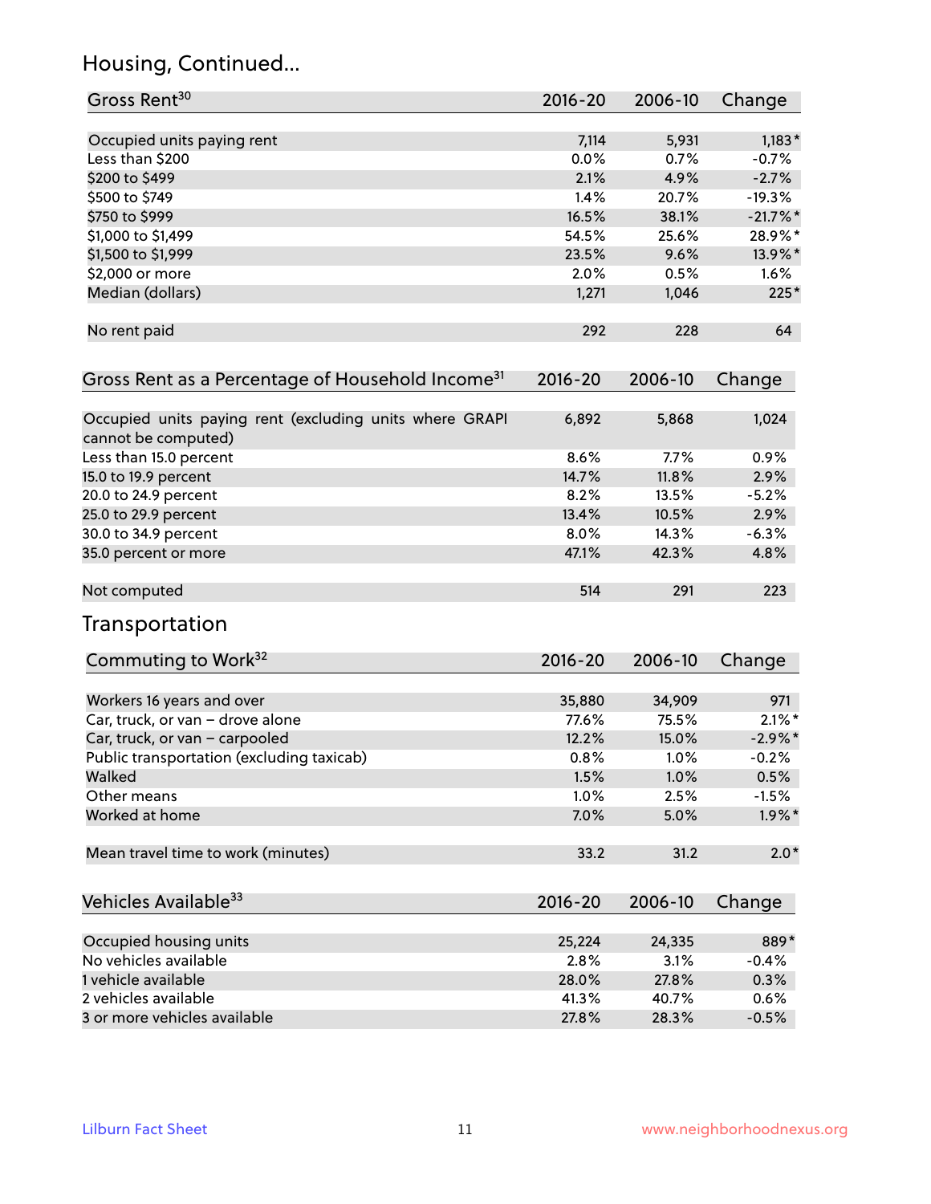## Housing, Continued...

| Gross Rent[30] | 2016-20 | 2006-10 | Change |
|---|---|---|---|
| Occupied units paying rent | 7,114 | 5,931 | 1,183* |
| Less than $200 | 0.0% | 0.7% | -0.7% |
| $200 to $499 | 2.1% | 4.9% | -2.7% |
| $500 to $749 | 1.4% | 20.7% | -19.3% |
| $750 to $999 | 16.5% | 38.1% | -21.7%* |
| $1,000 to $1,499 | 54.5% | 25.6% | 28.9%* |
| $1,500 to $1,999 | 23.5% | 9.6% | 13.9%* |
| $2,000 or more | 2.0% | 0.5% | 1.6% |
| Median (dollars) | 1,271 | 1,046 | 225* |
| No rent paid | 292 | 228 | 64 |

| Gross Rent as a Percentage of Household Income[31] | 2016-20 | 2006-10 | Change |
|---|---|---|---|
| Occupied units paying rent (excluding units where GRAPI cannot be computed) | 6,892 | 5,868 | 1,024 |
| Less than 15.0 percent | 8.6% | 7.7% | 0.9% |
| 15.0 to 19.9 percent | 14.7% | 11.8% | 2.9% |
| 20.0 to 24.9 percent | 8.2% | 13.5% | -5.2% |
| 25.0 to 29.9 percent | 13.4% | 10.5% | 2.9% |
| 30.0 to 34.9 percent | 8.0% | 14.3% | -6.3% |
| 35.0 percent or more | 47.1% | 42.3% | 4.8% |
| Not computed | 514 | 291 | 223 |

## Transportation

| Commuting to Work[32] | 2016-20 | 2006-10 | Change |
|---|---|---|---|
| Workers 16 years and over | 35,880 | 34,909 | 971 |
| Car, truck, or van – drove alone | 77.6% | 75.5% | 2.1%* |
| Car, truck, or van – carpooled | 12.2% | 15.0% | -2.9%* |
| Public transportation (excluding taxicab) | 0.8% | 1.0% | -0.2% |
| Walked | 1.5% | 1.0% | 0.5% |
| Other means | 1.0% | 2.5% | -1.5% |
| Worked at home | 7.0% | 5.0% | 1.9%* |
| Mean travel time to work (minutes) | 33.2 | 31.2 | 2.0* |

| Vehicles Available[33] | 2016-20 | 2006-10 | Change |
|---|---|---|---|
| Occupied housing units | 25,224 | 24,335 | 889* |
| No vehicles available | 2.8% | 3.1% | -0.4% |
| 1 vehicle available | 28.0% | 27.8% | 0.3% |
| 2 vehicles available | 41.3% | 40.7% | 0.6% |
| 3 or more vehicles available | 27.8% | 28.3% | -0.5% |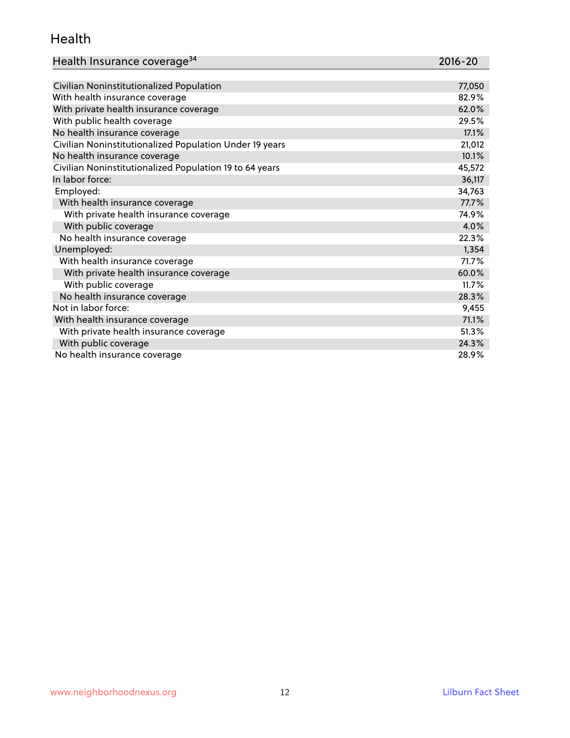## Health

| Health Insurance coverage[34] | 2016-20 |
| --- | --- |
| Civilian Noninstitutionalized Population | 77,050 |
| With health insurance coverage | 82.9% |
| With private health insurance coverage | 62.0% |
| With public health coverage | 29.5% |
| No health insurance coverage | 17.1% |
| Civilian Noninstitutionalized Population Under 19 years | 21,012 |
| No health insurance coverage | 10.1% |
| Civilian Noninstitutionalized Population 19 to 64 years | 45,572 |
| In labor force: | 36,117 |
| Employed: | 34,763 |
| With health insurance coverage | 77.7% |
| With private health insurance coverage | 74.9% |
| With public coverage | 4.0% |
| No health insurance coverage | 22.3% |
| Unemployed: | 1,354 |
| With health insurance coverage | 71.7% |
| With private health insurance coverage | 60.0% |
| With public coverage | 11.7% |
| No health insurance coverage | 28.3% |
| Not in labor force: | 9,455 |
| With health insurance coverage | 71.1% |
| With private health insurance coverage | 51.3% |
| With public coverage | 24.3% |
| No health insurance coverage | 28.9% |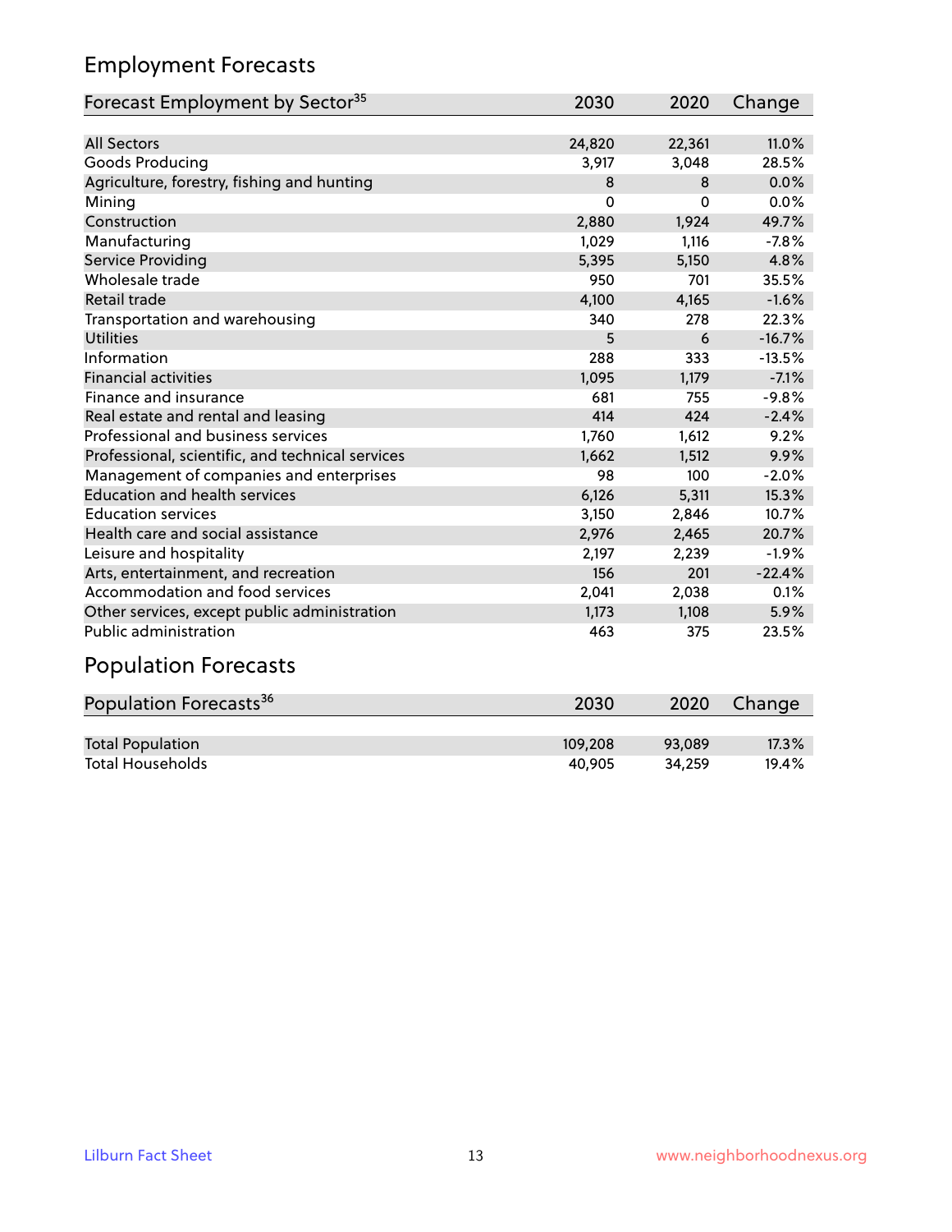## Employment Forecasts

| Forecast Employment by Sector[35] | 2030 | 2020 | Change |
|---|---|---|---|
| All Sectors | 24,820 | 22,361 | 11.0% |
| Goods Producing | 3,917 | 3,048 | 28.5% |
| Agriculture, forestry, fishing and hunting | 8 | 8 | 0.0% |
| Mining | 0 | 0 | 0.0% |
| Construction | 2,880 | 1,924 | 49.7% |
| Manufacturing | 1,029 | 1,116 | -7.8% |
| Service Providing | 5,395 | 5,150 | 4.8% |
| Wholesale trade | 950 | 701 | 35.5% |
| Retail trade | 4,100 | 4,165 | -1.6% |
| Transportation and warehousing | 340 | 278 | 22.3% |
| Utilities | 5 | 6 | -16.7% |
| Information | 288 | 333 | -13.5% |
| Financial activities | 1,095 | 1,179 | -7.1% |
| Finance and insurance | 681 | 755 | -9.8% |
| Real estate and rental and leasing | 414 | 424 | -2.4% |
| Professional and business services | 1,760 | 1,612 | 9.2% |
| Professional, scientific, and technical services | 1,662 | 1,512 | 9.9% |
| Management of companies and enterprises | 98 | 100 | -2.0% |
| Education and health services | 6,126 | 5,311 | 15.3% |
| Education services | 3,150 | 2,846 | 10.7% |
| Health care and social assistance | 2,976 | 2,465 | 20.7% |
| Leisure and hospitality | 2,197 | 2,239 | -1.9% |
| Arts, entertainment, and recreation | 156 | 201 | -22.4% |
| Accommodation and food services | 2,041 | 2,038 | 0.1% |
| Other services, except public administration | 1,173 | 1,108 | 5.9% |
| Public administration | 463 | 375 | 23.5% |

## Population Forecasts

| Population Forecasts[36] | 2030 | 2020 | Change |
|---|---|---|---|
| Total Population | 109,208 | 93,089 | 17.3% |
| Total Households | 40,905 | 34,259 | 19.4% |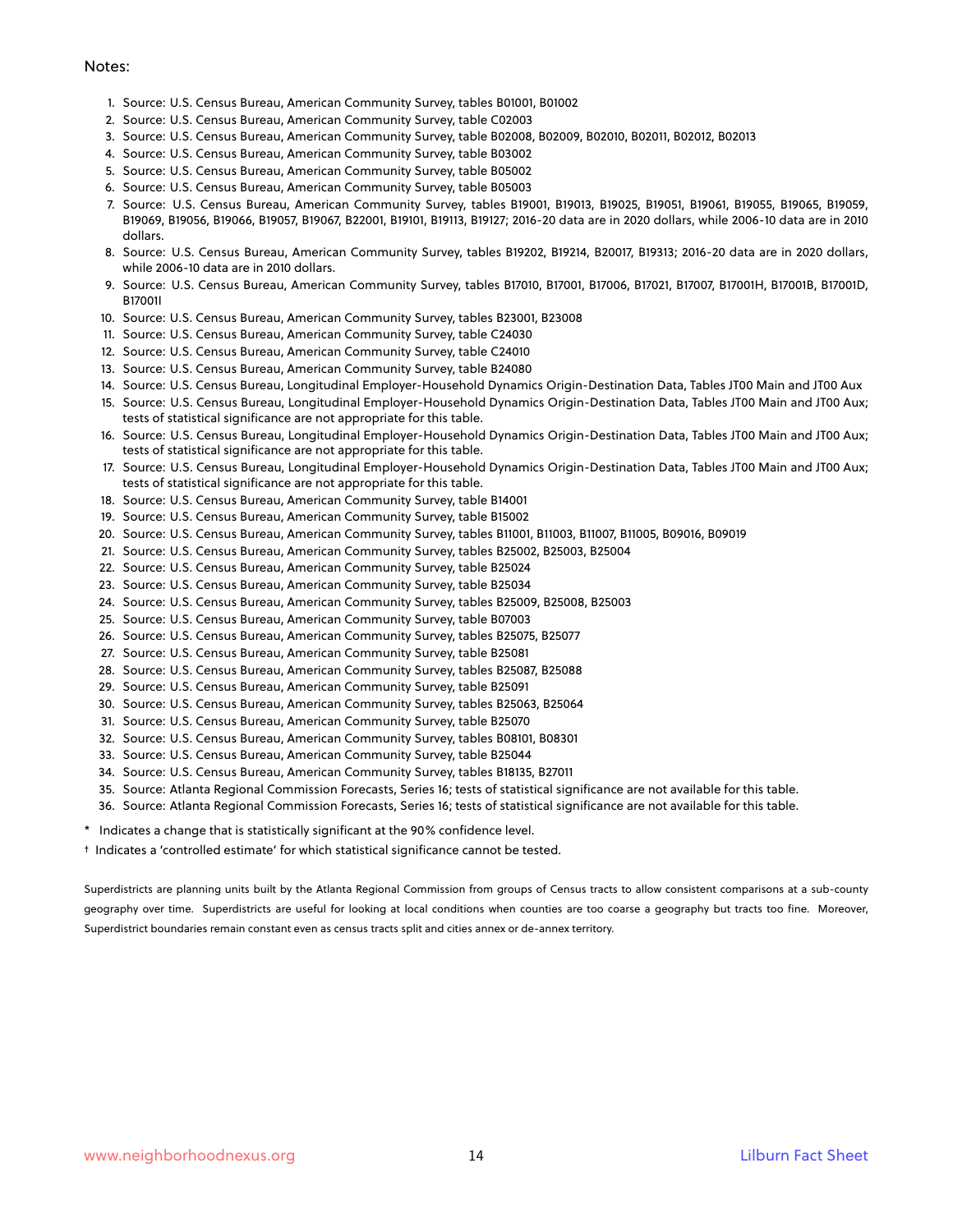Notes:

1. Source: U.S. Census Bureau, American Community Survey, tables B01001, B01002
2. Source: U.S. Census Bureau, American Community Survey, table C02003
3. Source: U.S. Census Bureau, American Community Survey, table B02008, B02009, B02010, B02011, B02012, B02013
4. Source: U.S. Census Bureau, American Community Survey, table B03002
5. Source: U.S. Census Bureau, American Community Survey, table B05002
6. Source: U.S. Census Bureau, American Community Survey, table B05003
7. Source: U.S. Census Bureau, American Community Survey, tables B19001, B19013, B19025, B19051, B19061, B19055, B19065, B19059, B19069, B19056, B19066, B19057, B19067, B22001, B19101, B19113, B19127; 2016-20 data are in 2020 dollars, while 2006-10 data are in 2010 dollars.
8. Source: U.S. Census Bureau, American Community Survey, tables B19202, B19214, B20017, B19313; 2016-20 data are in 2020 dollars, while 2006-10 data are in 2010 dollars.
9. Source: U.S. Census Bureau, American Community Survey, tables B17010, B17001, B17006, B17021, B17007, B17001H, B17001B, B17001D, B17001I
10. Source: U.S. Census Bureau, American Community Survey, tables B23001, B23008
11. Source: U.S. Census Bureau, American Community Survey, table C24030
12. Source: U.S. Census Bureau, American Community Survey, table C24010
13. Source: U.S. Census Bureau, American Community Survey, table B24080
14. Source: U.S. Census Bureau, Longitudinal Employer-Household Dynamics Origin-Destination Data, Tables JT00 Main and JT00 Aux
15. Source: U.S. Census Bureau, Longitudinal Employer-Household Dynamics Origin-Destination Data, Tables JT00 Main and JT00 Aux; tests of statistical significance are not appropriate for this table.
16. Source: U.S. Census Bureau, Longitudinal Employer-Household Dynamics Origin-Destination Data, Tables JT00 Main and JT00 Aux; tests of statistical significance are not appropriate for this table.
17. Source: U.S. Census Bureau, Longitudinal Employer-Household Dynamics Origin-Destination Data, Tables JT00 Main and JT00 Aux; tests of statistical significance are not appropriate for this table.
18. Source: U.S. Census Bureau, American Community Survey, table B14001
19. Source: U.S. Census Bureau, American Community Survey, table B15002
20. Source: U.S. Census Bureau, American Community Survey, tables B11001, B11003, B11007, B11005, B09016, B09019
21. Source: U.S. Census Bureau, American Community Survey, tables B25002, B25003, B25004
22. Source: U.S. Census Bureau, American Community Survey, table B25024
23. Source: U.S. Census Bureau, American Community Survey, table B25034
24. Source: U.S. Census Bureau, American Community Survey, tables B25009, B25008, B25003
25. Source: U.S. Census Bureau, American Community Survey, table B07003
26. Source: U.S. Census Bureau, American Community Survey, tables B25075, B25077
27. Source: U.S. Census Bureau, American Community Survey, table B25081
28. Source: U.S. Census Bureau, American Community Survey, tables B25087, B25088
29. Source: U.S. Census Bureau, American Community Survey, table B25091
30. Source: U.S. Census Bureau, American Community Survey, tables B25063, B25064
31. Source: U.S. Census Bureau, American Community Survey, table B25070
32. Source: U.S. Census Bureau, American Community Survey, tables B08101, B08301
33. Source: U.S. Census Bureau, American Community Survey, table B25044
34. Source: U.S. Census Bureau, American Community Survey, tables B18135, B27011
35. Source: Atlanta Regional Commission Forecasts, Series 16; tests of statistical significance are not available for this table.
36. Source: Atlanta Regional Commission Forecasts, Series 16; tests of statistical significance are not available for this table.

\* Indicates a change that is statistically significant at the 90% confidence level.

† Indicates a 'controlled estimate' for which statistical significance cannot be tested.

Superdistricts are planning units built by the Atlanta Regional Commission from groups of Census tracts to allow consistent comparisons at a sub-county geography over time. Superdistricts are useful for looking at local conditions when counties are too coarse a geography but tracts too fine. Moreover, Superdistrict boundaries remain constant even as census tracts split and cities annex or de-annex territory.